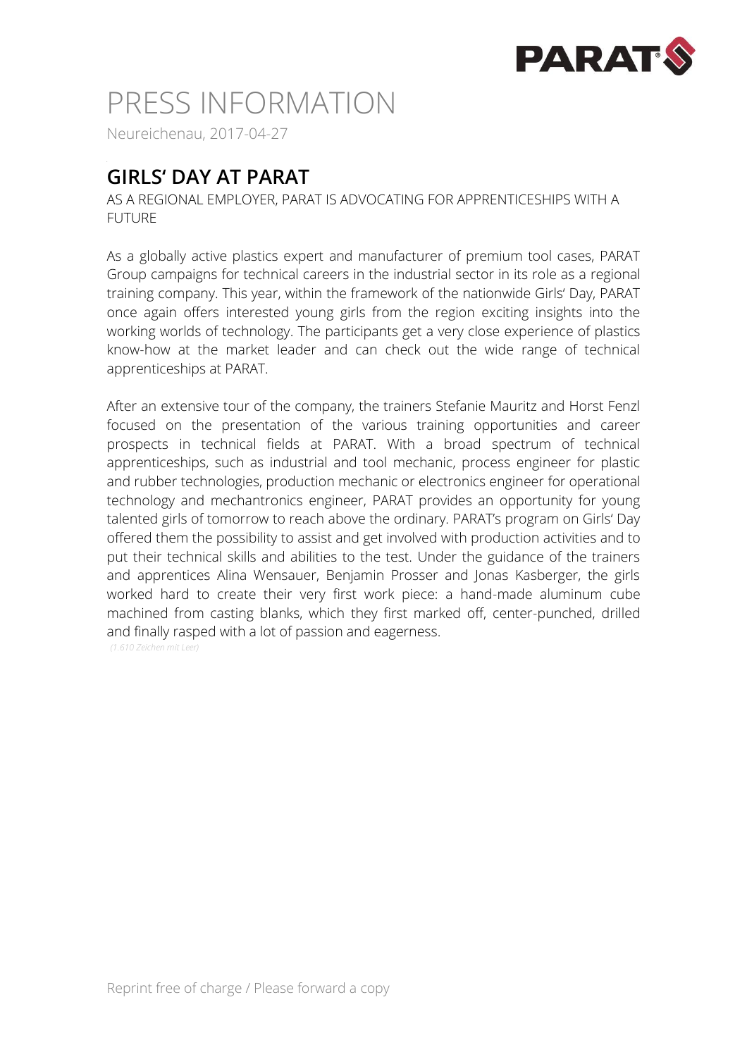# PRESS INFORMATION

Neureichenau, 2017-04-27

## GIRLS' DAY AT PARAT

AS A REGIONAL EMPLOYER, PARAT IS ADVOCATING FOR APPRENTICESHIPS WITH A FUTURE

As a globally active plastics expert and manufacturer of premium tool cases, PARAT Group campaigns for technical careers in the industrial sector in its role as a regional training company. This year, within the framework of the nationwide Girls' Day, PARAT once again offers interested young girls from the region exciting insights into the working worlds of technology. The participants get a very close experience of plastics know-how at the market leader and can check out the wide range of technical apprenticeships at PARAT.

After an extensive tour of the company, the trainers Stefanie Mauritz and Horst Fenzl focused on the presentation of the various training opportunities and career prospects in technical fields at PARAT. With a broad spectrum of technical apprenticeships, such as industrial and tool mechanic, process engineer for plastic and rubber technologies, production mechanic or electronics engineer for operational technology and mechantronics engineer, PARAT provides an opportunity for young talented girls of tomorrow to reach above the ordinary. PARAT's program on Girls' Day offered them the possibility to assist and get involved with production activities and to put their technical skills and abilities to the test. Under the guidance of the trainers and apprentices Alina Wensauer, Benjamin Prosser and Jonas Kasberger, the girls worked hard to create their very first work piece: a hand-made aluminum cube machined from casting blanks, which they first marked off, center-punched, drilled and finally rasped with a lot of passion and eagerness.

*(1.610 Zeichen mit Leer)*

Reprint free of charge / Please forward a copy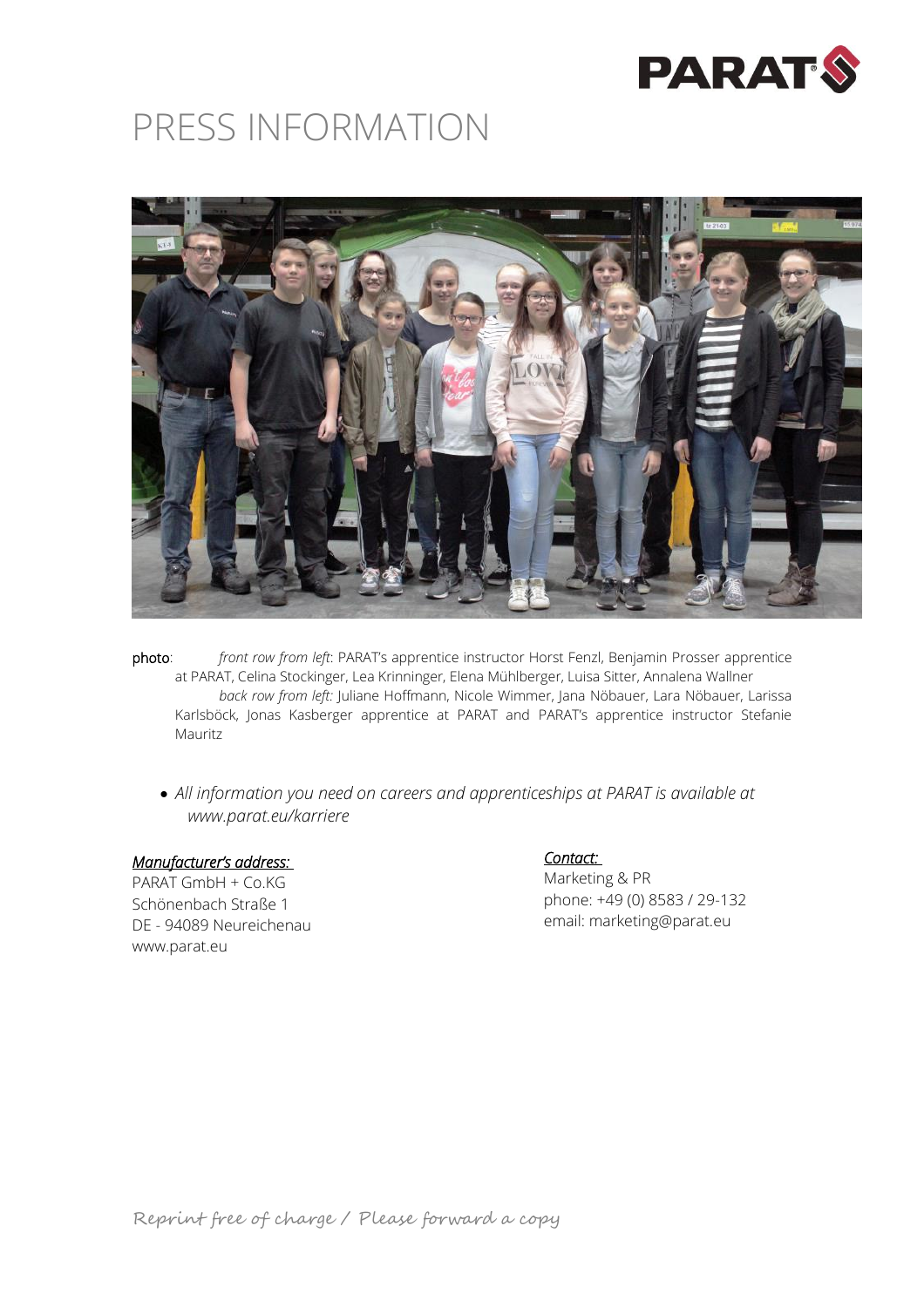# PRESS INFORMATION

**photo**: *front row from left*: PARAT's apprentice instructor Horst Fenzl, Benjamin Prosser apprentice at PARAT, Celina Stockinger, Lea Krinninger, Elena Mühlberger, Luisa Sitter, Annalena Wallner
*back row from left:* Juliane Hoffmann, Nicole Wimmer, Jana Nöbauer, Lara Nöbauer, Larissa Karlsböck, Jonas Kasberger apprentice at PARAT and PARAT's apprentice instructor Stefanie Mauritz

- *All information you need on careers and apprenticeships at PARAT is available at www.parat.eu/karriere*

***Manufacturer's address:***
PARAT GmbH + Co.KG
Schönenbach Straße 1
DE - 94089 Neureichenau
www.parat.eu

***Contact:***
Marketing & PR
phone: +49 (0) 8583 / 29-132
email: marketing@parat.eu

Reprint free of charge / Please forward a copy